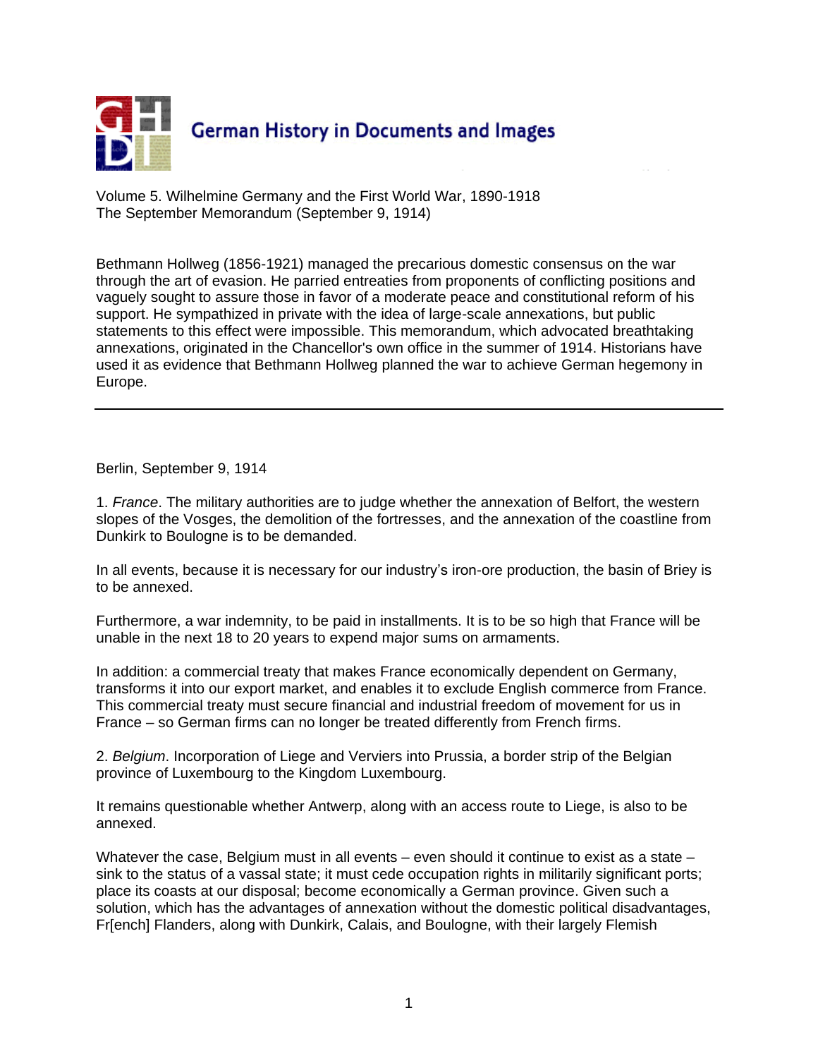# German History in Documents and Images

Volume 5. Wilhelmine Germany and the First World War, 1890-1918
The September Memorandum (September 9, 1914)

Bethmann Hollweg (1856-1921) managed the precarious domestic consensus on the war through the art of evasion. He parried entreaties from proponents of conflicting positions and vaguely sought to assure those in favor of a moderate peace and constitutional reform of his support. He sympathized in private with the idea of large-scale annexations, but public statements to this effect were impossible. This memorandum, which advocated breathtaking annexations, originated in the Chancellor's own office in the summer of 1914. Historians have used it as evidence that Bethmann Hollweg planned the war to achieve German hegemony in Europe.

---

Berlin, September 9, 1914

1. *France*. The military authorities are to judge whether the annexation of Belfort, the western slopes of the Vosges, the demolition of the fortresses, and the annexation of the coastline from Dunkirk to Boulogne is to be demanded.

In all events, because it is necessary for our industry's iron-ore production, the basin of Briey is to be annexed.

Furthermore, a war indemnity, to be paid in installments. It is to be so high that France will be unable in the next 18 to 20 years to expend major sums on armaments.

In addition: a commercial treaty that makes France economically dependent on Germany, transforms it into our export market, and enables it to exclude English commerce from France. This commercial treaty must secure financial and industrial freedom of movement for us in France – so German firms can no longer be treated differently from French firms.

2. *Belgium*. Incorporation of Liege and Verviers into Prussia, a border strip of the Belgian province of Luxembourg to the Kingdom Luxembourg.

It remains questionable whether Antwerp, along with an access route to Liege, is also to be annexed.

Whatever the case, Belgium must in all events – even should it continue to exist as a state – sink to the status of a vassal state; it must cede occupation rights in militarily significant ports; place its coasts at our disposal; become economically a German province. Given such a solution, which has the advantages of annexation without the domestic political disadvantages, Fr[ench] Flanders, along with Dunkirk, Calais, and Boulogne, with their largely Flemish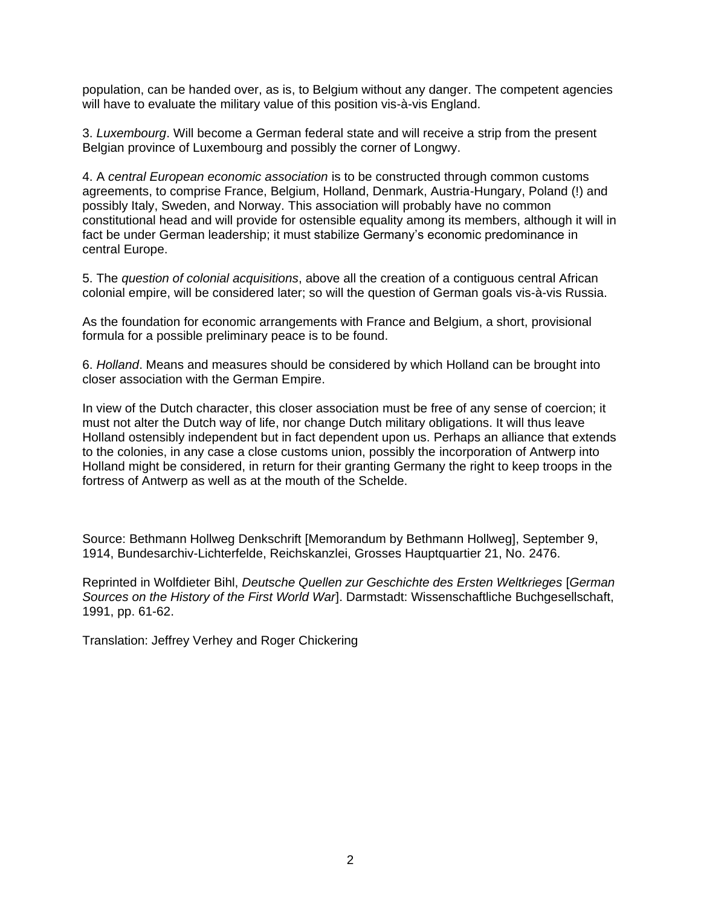population, can be handed over, as is, to Belgium without any danger. The competent agencies will have to evaluate the military value of this position vis-à-vis England.

3. *Luxembourg*. Will become a German federal state and will receive a strip from the present Belgian province of Luxembourg and possibly the corner of Longwy.

4. A *central European economic association* is to be constructed through common customs agreements, to comprise France, Belgium, Holland, Denmark, Austria-Hungary, Poland (!) and possibly Italy, Sweden, and Norway. This association will probably have no common constitutional head and will provide for ostensible equality among its members, although it will in fact be under German leadership; it must stabilize Germany's economic predominance in central Europe.

5. The *question of colonial acquisitions*, above all the creation of a contiguous central African colonial empire, will be considered later; so will the question of German goals vis-à-vis Russia.

As the foundation for economic arrangements with France and Belgium, a short, provisional formula for a possible preliminary peace is to be found.

6. *Holland*. Means and measures should be considered by which Holland can be brought into closer association with the German Empire.

In view of the Dutch character, this closer association must be free of any sense of coercion; it must not alter the Dutch way of life, nor change Dutch military obligations. It will thus leave Holland ostensibly independent but in fact dependent upon us. Perhaps an alliance that extends to the colonies, in any case a close customs union, possibly the incorporation of Antwerp into Holland might be considered, in return for their granting Germany the right to keep troops in the fortress of Antwerp as well as at the mouth of the Schelde.

Source: Bethmann Hollweg Denkschrift [Memorandum by Bethmann Hollweg], September 9, 1914, Bundesarchiv-Lichterfelde, Reichskanzlei, Grosses Hauptquartier 21, No. 2476.

Reprinted in Wolfdieter Bihl, *Deutsche Quellen zur Geschichte des Ersten Weltkrieges* [*German Sources on the History of the First World War*]. Darmstadt: Wissenschaftliche Buchgesellschaft, 1991, pp. 61-62.

Translation: Jeffrey Verhey and Roger Chickering